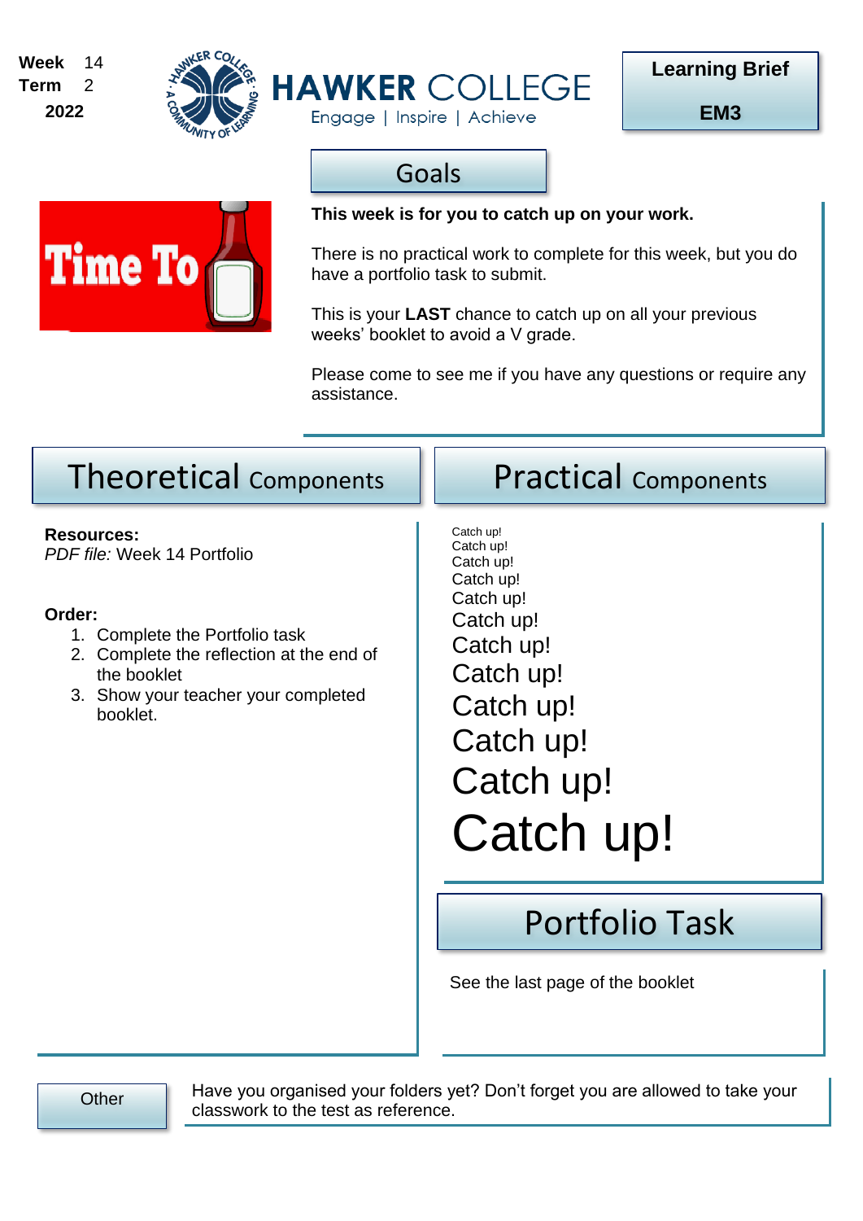**Week** 14
**Term** 2
**2022**

# HAWKER COLLEGE

Engage | Inspire | Achieve

**Learning Brief**

**EM3**

## Goals

**This week is for you to catch up on your work.**

There is no practical work to complete for this week, but you do have a portfolio task to submit.

This is your **LAST** chance to catch up on all your previous weeks' booklet to avoid a V grade.

Please come to see me if you have any questions or require any assistance.

## Theoretical Components

**Resources:**
*PDF file:* Week 14 Portfolio

**Order:**

1. Complete the Portfolio task
2. Complete the reflection at the end of the booklet
3. Show your teacher your completed booklet.

## Practical Components

Catch up!
Catch up!
Catch up!
Catch up!
Catch up!
Catch up!
Catch up!
Catch up!
Catch up!
Catch up!
Catch up!
Catch up!

## Portfolio Task

See the last page of the booklet

**Other**

Have you organised your folders yet? Don't forget you are allowed to take your classwork to the test as reference.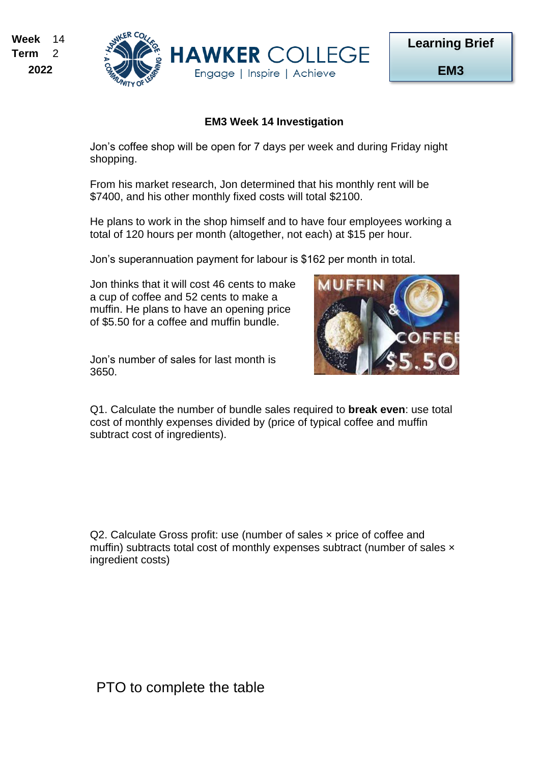Week 14
Term 2
2022

**Learning Brief**

**EM3**

### EM3 Week 14 Investigation

Jon's coffee shop will be open for 7 days per week and during Friday night shopping.

From his market research, Jon determined that his monthly rent will be $7400, and his other monthly fixed costs will total $2100.

He plans to work in the shop himself and to have four employees working a total of 120 hours per month (altogether, not each) at $15 per hour.

Jon's superannuation payment for labour is $162 per month in total.

Jon thinks that it will cost 46 cents to make a cup of coffee and 52 cents to make a muffin. He plans to have an opening price of $5.50 for a coffee and muffin bundle.

Jon's number of sales for last month is 3650.

Q1. Calculate the number of bundle sales required to **break even**: use total cost of monthly expenses divided by (price of typical coffee and muffin subtract cost of ingredients).

Q2. Calculate Gross profit: use (number of sales × price of coffee and muffin) subtracts total cost of monthly expenses subtract (number of sales × ingredient costs)

PTO to complete the table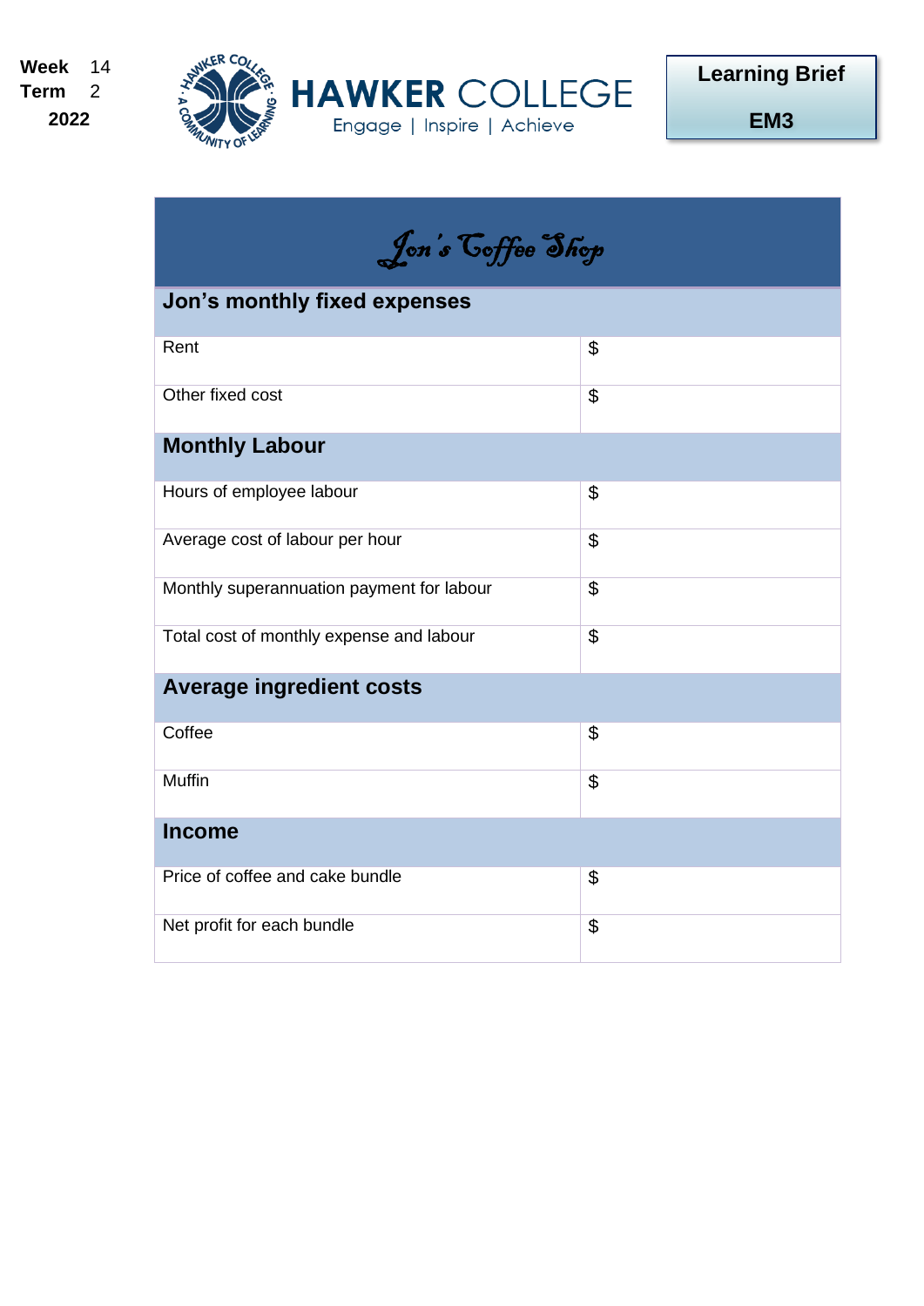Week 14
Term 2
**2022**

HAWKER COLLEGE
Engage | Inspire | Achieve

**Learning Brief**

**EM3**

| *Jon's Coffee Shop* | |
|---|---|
| **Jon's monthly fixed expenses** | |
| Rent | $ |
| Other fixed cost | $ |
| **Monthly Labour** | |
| Hours of employee labour | $ |
| Average cost of labour per hour | $ |
| Monthly superannuation payment for labour | $ |
| Total cost of monthly expense and labour | $ |
| **Average ingredient costs** | |
| Coffee | $ |
| Muffin | $ |
| **Income** | |
| Price of coffee and cake bundle | $ |
| Net profit for each bundle | $ |